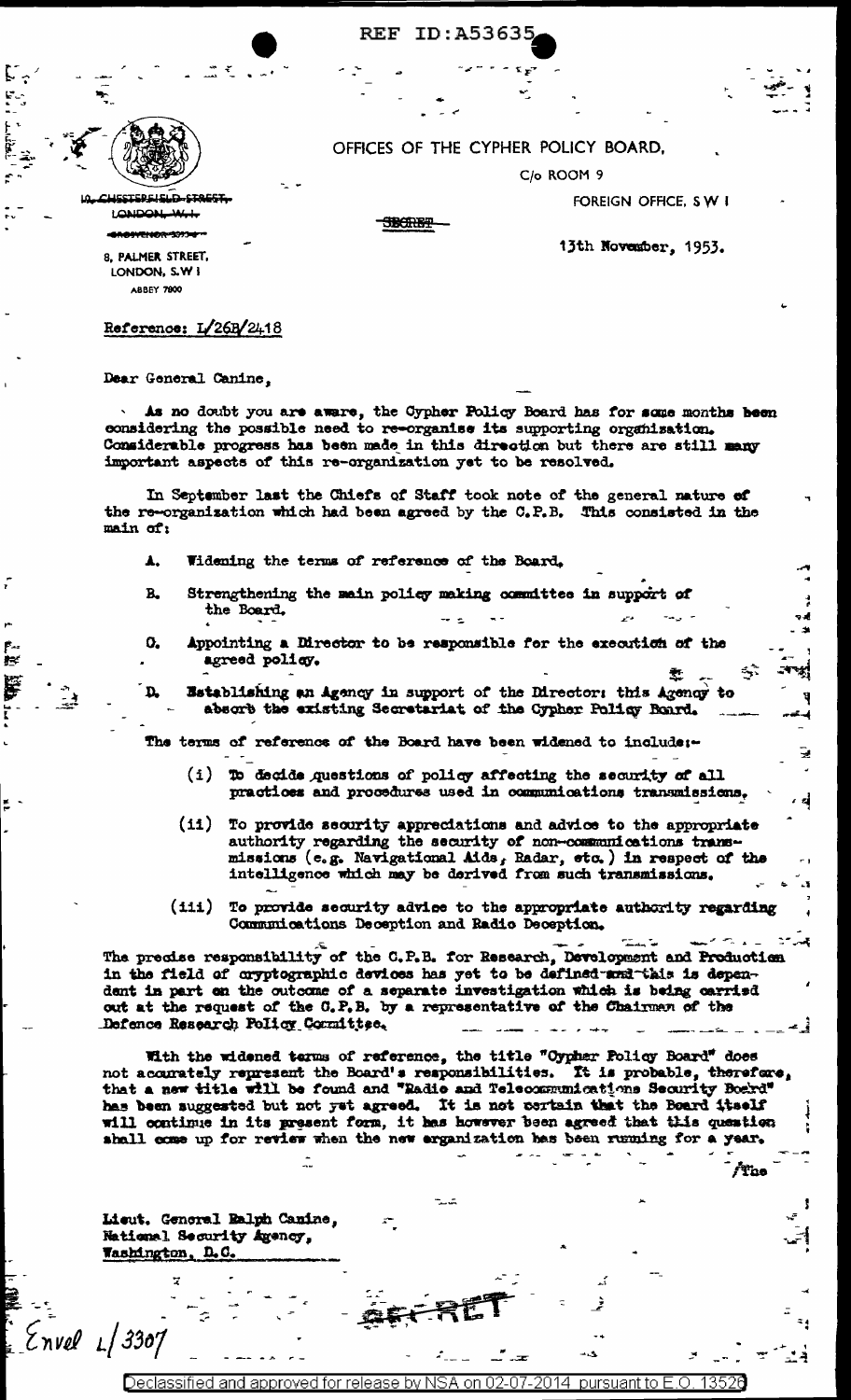REF ID:A53635

OFFICES OF THE CYPHER POLICY BOARD,

C/o ROOM 9

FOREIGN OFFICE, S W 1

~~10, CHESTERFIELD STREET, LONDON, W.1~~
~~GROSVENOR 5095~~

8, PALMER STREET,
LONDON, S.W 1
ABBEY 7800

SECRET

13th November, 1953.

Reference: L/26B/2418

Dear General Canine,

As no doubt you are aware, the Cypher Policy Board has for some months been considering the possible need to re-organise its supporting organisation. Considerable progress has been made in this direction but there are still many important aspects of this re-organization yet to be resolved.

In September last the Chiefs of Staff took note of the general nature of the re-organization which had been agreed by the C.P.B. This consisted in the main of:

A. Widening the terms of reference of the Board,

B. Strengthening the main policy making committee in support of the Board.

C. Appointing a Director to be responsible for the execution of the agreed policy.

D. Establishing an Agency in support of the Director: this Agency to absorb the existing Secretariat of the Cypher Policy Board.

The terms of reference of the Board have been widened to include:-

(i) To decide questions of policy affecting the security of all practices and procedures used in communications transmissions.

(ii) To provide security appreciations and advice to the appropriate authority regarding the security of non-communications transmissions (e.g. Navigational Aids, Radar, etc.) in respect of the intelligence which may be derived from such transmissions.

(iii) To provide security advice to the appropriate authority regarding Communications Deception and Radio Deception.

The precise responsibility of the C.P.B. for Research, Development and Production in the field of cryptographic devices has yet to be defined and this is dependent in part on the outcome of a separate investigation which is being carried out at the request of the C.P.B. by a representative of the Chairman of the Defence Research Policy Committee.

With the widened terms of reference, the title "Cypher Policy Board" does not accurately represent the Board's responsibilities. It is probable, therefore, that a new title will be found and "Radio and Telecommunications Security Board" has been suggested but not yet agreed. It is not certain that the Board itself will continue in its present form, it has however been agreed that this question shall come up for review when the new organization has been running for a year.

/The

Lieut. General Ralph Canine,
National Security Agency,
Washington, D.C.

Encl L/3307

SECRET

Declassified and approved for release by NSA on 02-07-2014 pursuant to E.O. 13526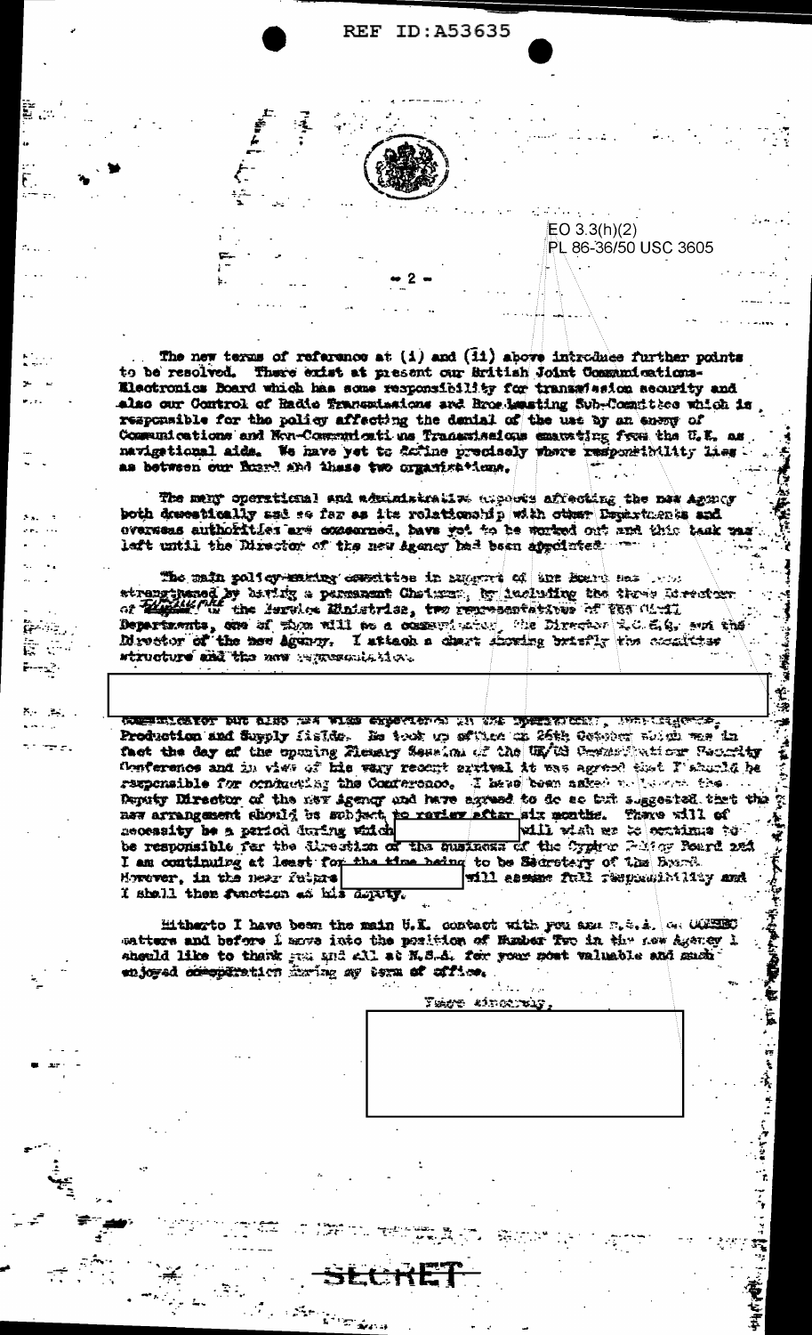EO 3.3(h)(2)
PL 86-36/50 USC 3605

The new terms of reference at (i) and (ii) above introduce further points to be resolved. There exist at present our British Joint Communications-Electronics Board which has some responsibility for transmission security and also our Control of Radio Transmissions and Broadcasting Sub-Committee which is responsible for the policy affecting the denial of the use by an enemy of Communications and Non-Communications Transmissions emanating from the U.K. as navigational aids. We have yet to define precisely where responsibility lies as between our Board and these two organisations.

The many operational and administrative aspects affecting the new Agency both domestically and so far as its relationship with other Departments and overseas authorities are concerned, have yet to be worked out and this task was left until the Director of the new Agency had been appointed.

The main policy-making committee in support of the Board has been strengthened by having a permanent Chairman, by including the three Directors of ~~Signals~~ ~~?~~ the Service Ministries, two representatives of the Civil Departments, one of whom will be a communicator, the Director G.C.H.Q. and the Director of the new Agency. I attach a chart showing briefly the committee structure and the new representation.

communicator but also has wide experience in the operational, Intelligence, Production and Supply fields. He took up office on 26th October which was in fact the day of the opening Plenary Session of the UK/US Communications Security Conference and in view of his very recent arrival it was agreed that I should be responsible for conducting the Conference. I have been asked to become the Deputy Director of the new Agency and have agreed to do so but suggested that the new arrangement should be subject to review after six months. There will of necessity be a period during which [redacted] will wish me to continue to be responsible for the direction of the business of the Cypher Policy Board and I am continuing at least for the time being to be Secretary of the Board. However, in the near future [redacted] will assume full responsibility and I shall then function as his deputy.

Hitherto I have been the main U.K. contact with you and N.S.A. on COMSEC matters and before I move into the position of Number Two in the new Agency I should like to thank you and all at N.S.A. for your most valuable and much enjoyed cooperation during my term of office.

Yours sincerely,

SECRET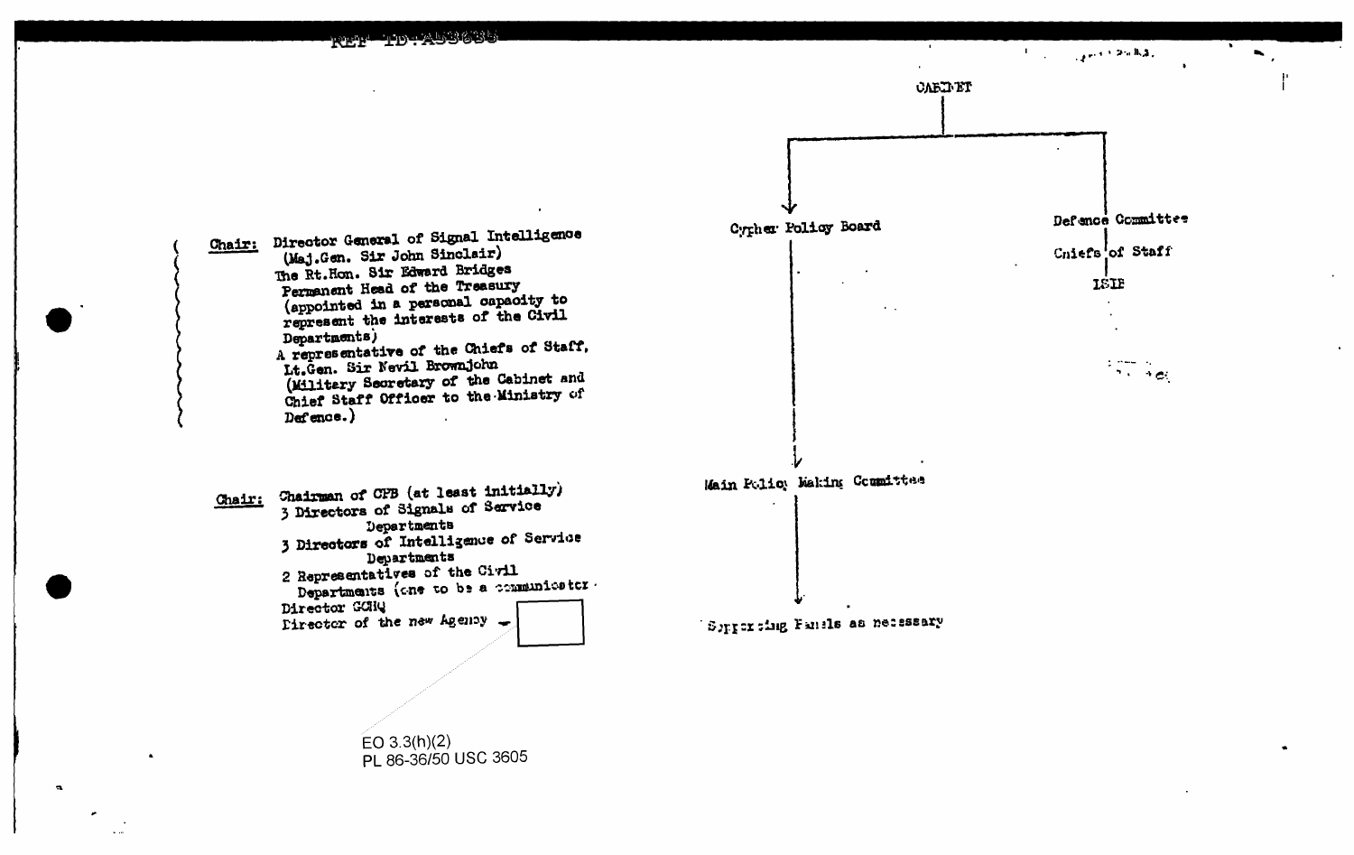REF ID:A53636

CABINET

Cypher Policy Board

Defence Committee

Chiefs of Staff

ISIB

Main Policy Making Committee

Supporting Panels as necessary

**Chair:** Director General of Signal Intelligence
(Maj.Gen. Sir John Sinclair)
The Rt.Hon. Sir Edward Bridges
Permanent Head of the Treasury
(appointed in a personal capacity to represent the interests of the Civil Departments)
A representative of the Chiefs of Staff,
Lt.Gen. Sir Nevil Brownjohn
(Military Secretary of the Cabinet and Chief Staff Officer to the Ministry of Defence.)

**Chair:** Chairman of CPB (at least initially)
3 Directors of Signals of Service Departments
3 Directors of Intelligence of Service Departments
2 Representatives of the Civil Departments (one to be a communicator)
Director GCHQ
Director of the new Agency

EO 3.3(h)(2)
PL 86-36/50 USC 3605